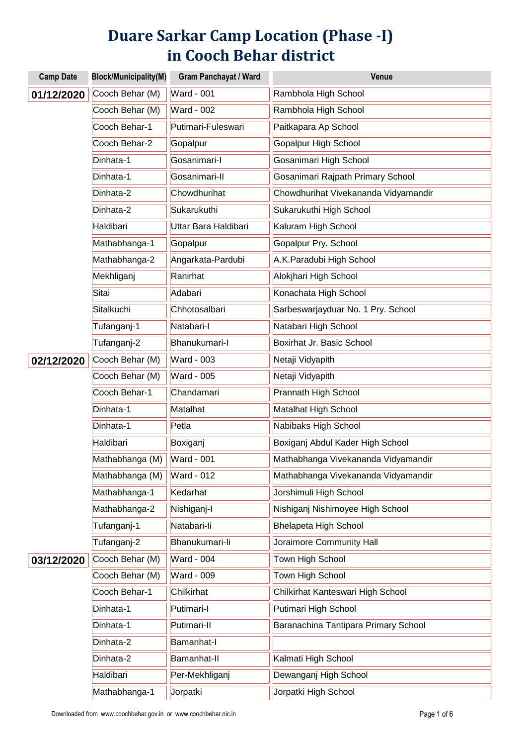# Duare Sarkar Camp Location (Phase -I) in Cooch Behar district

| Camp Date | Block/Municipality(M) | Gram Panchayat / Ward | Venue |
|---|---|---|---|
| **01/12/2020** | Cooch Behar (M) | Ward - 001 | Rambhola High School |
| | Cooch Behar (M) | Ward - 002 | Rambhola High School |
| | Cooch Behar-1 | Putimari-Fuleswari | Paitkapara Ap School |
| | Cooch Behar-2 | Gopalpur | Gopalpur High School |
| | Dinhata-1 | Gosanimari-I | Gosanimari High School |
| | Dinhata-1 | Gosanimari-II | Gosanimari Rajpath Primary School |
| | Dinhata-2 | Chowdhurihat | Chowdhurihat Vivekananda Vidyamandir |
| | Dinhata-2 | Sukarukuthi | Sukarukuthi High School |
| | Haldibari | Uttar Bara Haldibari | Kaluram High School |
| | Mathabhanga-1 | Gopalpur | Gopalpur Pry. School |
| | Mathabhanga-2 | Angarkata-Pardubi | A.K.Paradubi High School |
| | Mekhliganj | Ranirhat | Alokjhari High School |
| | Sitai | Adabari | Konachata High School |
| | Sitalkuchi | Chhotosalbari | Sarbeswarjayduar No. 1 Pry. School |
| | Tufanganj-1 | Natabari-I | Natabari High School |
| | Tufanganj-2 | Bhanukumari-I | Boxirhat Jr. Basic School |
| **02/12/2020** | Cooch Behar (M) | Ward - 003 | Netaji Vidyapith |
| | Cooch Behar (M) | Ward - 005 | Netaji Vidyapith |
| | Cooch Behar-1 | Chandamari | Prannath High School |
| | Dinhata-1 | Matalhat | Matalhat High School |
| | Dinhata-1 | Petla | Nabibaks High School |
| | Haldibari | Boxiganj | Boxiganj Abdul Kader High School |
| | Mathabhanga (M) | Ward - 001 | Mathabhanga Vivekananda Vidyamandir |
| | Mathabhanga (M) | Ward - 012 | Mathabhanga Vivekananda Vidyamandir |
| | Mathabhanga-1 | Kedarhat | Jorshimuli High School |
| | Mathabhanga-2 | Nishiganj-I | Nishiganj Nishimoyee High School |
| | Tufanganj-1 | Natabari-Ii | Bhelapeta High School |
| | Tufanganj-2 | Bhanukumari-Ii | Joraimore Community Hall |
| **03/12/2020** | Cooch Behar (M) | Ward - 004 | Town High School |
| | Cooch Behar (M) | Ward - 009 | Town High School |
| | Cooch Behar-1 | Chilkirhat | Chilkirhat Kanteswari High School |
| | Dinhata-1 | Putimari-I | Putimari High School |
| | Dinhata-1 | Putimari-II | Baranachina Tantipara Primary School |
| | Dinhata-2 | Bamanhat-I | |
| | Dinhata-2 | Bamanhat-II | Kalmati High School |
| | Haldibari | Per-Mekhliganj | Dewanganj High School |
| | Mathabhanga-1 | Jorpatki | Jorpatki High School |

Downloaded from www.coochbehar.gov.in or www.coochbehar.nic.in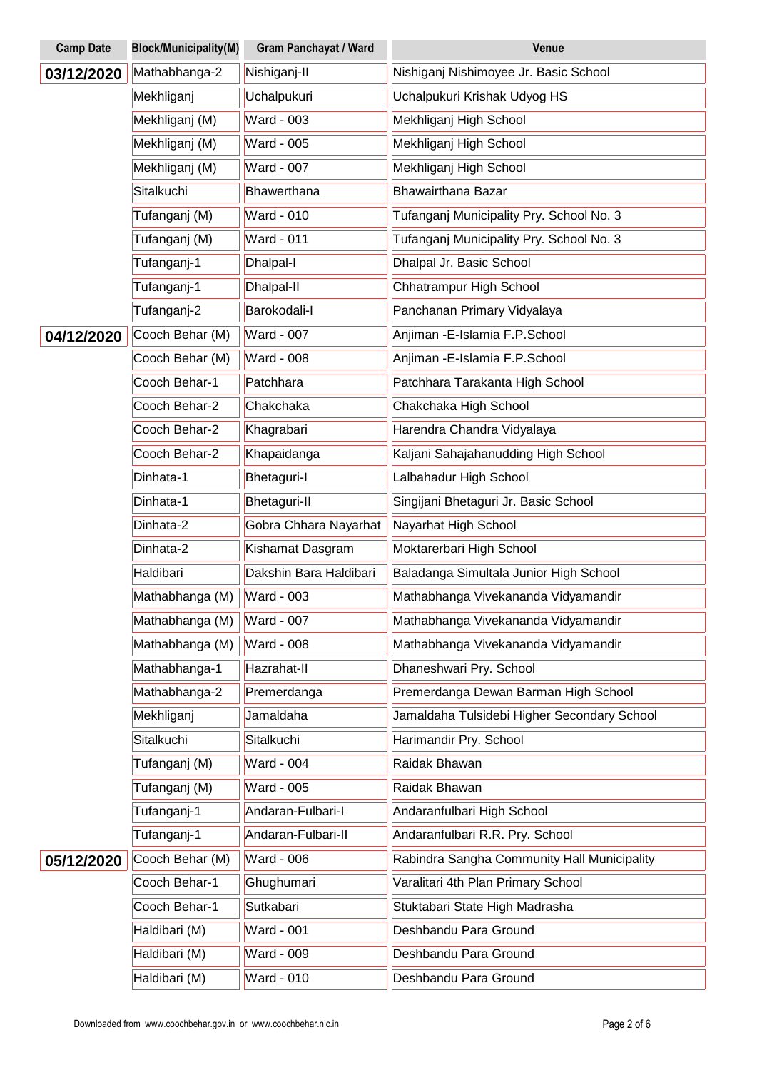| Camp Date | Block/Municipality(M) | Gram Panchayat / Ward | Venue |
|---|---|---|---|
| 03/12/2020 | Mathabhanga-2 | Nishiganj-II | Nishiganj Nishimoyee Jr. Basic School |
| | Mekhliganj | Uchalpukuri | Uchalpukuri Krishak Udyog HS |
| | Mekhliganj (M) | Ward - 003 | Mekhliganj High School |
| | Mekhliganj (M) | Ward - 005 | Mekhliganj High School |
| | Mekhliganj (M) | Ward - 007 | Mekhliganj High School |
| | Sitalkuchi | Bhawerthana | Bhawairthana Bazar |
| | Tufanganj (M) | Ward - 010 | Tufanganj Municipality Pry. School No. 3 |
| | Tufanganj (M) | Ward - 011 | Tufanganj Municipality Pry. School No. 3 |
| | Tufanganj-1 | Dhalpal-I | Dhalpal Jr. Basic School |
| | Tufanganj-1 | Dhalpal-II | Chhatrampur High School |
| | Tufanganj-2 | Barokodali-I | Panchanan Primary Vidyalaya |
| 04/12/2020 | Cooch Behar (M) | Ward - 007 | Anjiman -E-Islamia F.P.School |
| | Cooch Behar (M) | Ward - 008 | Anjiman -E-Islamia F.P.School |
| | Cooch Behar-1 | Patchhara | Patchhara Tarakanta High School |
| | Cooch Behar-2 | Chakchaka | Chakchaka High School |
| | Cooch Behar-2 | Khagrabari | Harendra Chandra Vidyalaya |
| | Cooch Behar-2 | Khapaidanga | Kaljani Sahajahanudding High School |
| | Dinhata-1 | Bhetaguri-I | Lalbahadur High School |
| | Dinhata-1 | Bhetaguri-II | Singijani Bhetaguri Jr. Basic School |
| | Dinhata-2 | Gobra Chhara Nayarhat | Nayarhat High School |
| | Dinhata-2 | Kishamat Dasgram | Moktarerbari High School |
| | Haldibari | Dakshin Bara Haldibari | Baladanga Simultala Junior High School |
| | Mathabhanga (M) | Ward - 003 | Mathabhanga Vivekananda Vidyamandir |
| | Mathabhanga (M) | Ward - 007 | Mathabhanga Vivekananda Vidyamandir |
| | Mathabhanga (M) | Ward - 008 | Mathabhanga Vivekananda Vidyamandir |
| | Mathabhanga-1 | Hazrahat-II | Dhaneshwari Pry. School |
| | Mathabhanga-2 | Premerdanga | Premerdanga Dewan Barman High School |
| | Mekhliganj | Jamaldaha | Jamaldaha Tulsidebi Higher Secondary School |
| | Sitalkuchi | Sitalkuchi | Harimandir Pry. School |
| | Tufanganj (M) | Ward - 004 | Raidak Bhawan |
| | Tufanganj (M) | Ward - 005 | Raidak Bhawan |
| | Tufanganj-1 | Andaran-Fulbari-I | Andaranfulbari High School |
| | Tufanganj-1 | Andaran-Fulbari-II | Andaranfulbari R.R. Pry. School |
| 05/12/2020 | Cooch Behar (M) | Ward - 006 | Rabindra Sangha Community Hall Municipality |
| | Cooch Behar-1 | Ghughumari | Varalitari 4th Plan Primary School |
| | Cooch Behar-1 | Sutkabari | Stuktabari State High Madrasha |
| | Haldibari (M) | Ward - 001 | Deshbandu Para Ground |
| | Haldibari (M) | Ward - 009 | Deshbandu Para Ground |
| | Haldibari (M) | Ward - 010 | Deshbandu Para Ground |

Downloaded from www.coochbehar.gov.in or www.coochbehar.nic.in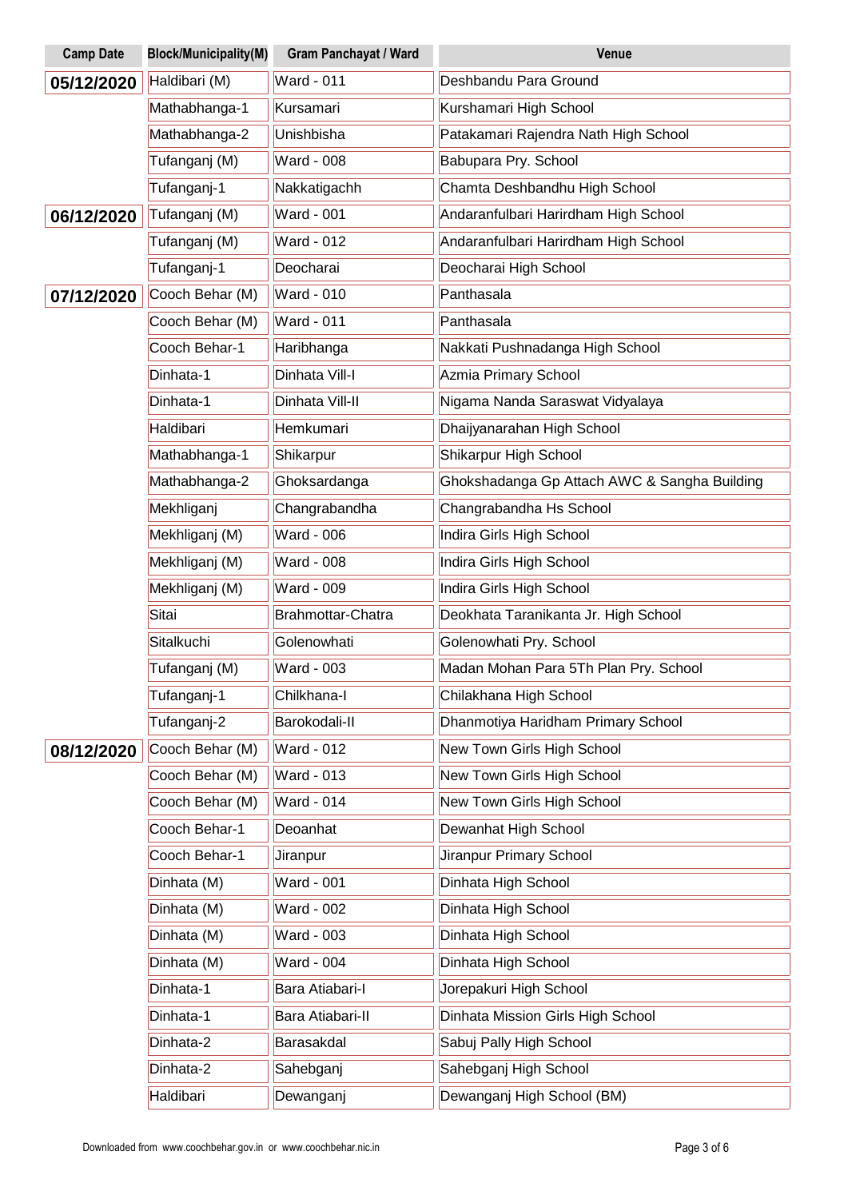| Camp Date | Block/Municipality(M) | Gram Panchayat / Ward | Venue |
|---|---|---|---|
| **05/12/2020** | Haldibari (M) | Ward - 011 | Deshbandu Para Ground |
| | Mathabhanga-1 | Kursamari | Kurshamari High School |
| | Mathabhanga-2 | Unishbisha | Patakamari Rajendra Nath High School |
| | Tufanganj (M) | Ward - 008 | Babupara Pry. School |
| | Tufanganj-1 | Nakkatigachh | Chamta Deshbandhu High School |
| **06/12/2020** | Tufanganj (M) | Ward - 001 | Andaranfulbari Harirdham High School |
| | Tufanganj (M) | Ward - 012 | Andaranfulbari Harirdham High School |
| | Tufanganj-1 | Deocharai | Deocharai High School |
| **07/12/2020** | Cooch Behar (M) | Ward - 010 | Panthasala |
| | Cooch Behar (M) | Ward - 011 | Panthasala |
| | Cooch Behar-1 | Haribhanga | Nakkati Pushnadanga High School |
| | Dinhata-1 | Dinhata Vill-I | Azmia Primary School |
| | Dinhata-1 | Dinhata Vill-II | Nigama Nanda Saraswat Vidyalaya |
| | Haldibari | Hemkumari | Dhaijyanarahan High School |
| | Mathabhanga-1 | Shikarpur | Shikarpur High School |
| | Mathabhanga-2 | Ghoksardanga | Ghokshadanga Gp Attach AWC & Sangha Building |
| | Mekhliganj | Changrabandha | Changrabandha Hs School |
| | Mekhliganj (M) | Ward - 006 | Indira Girls High School |
| | Mekhliganj (M) | Ward - 008 | Indira Girls High School |
| | Mekhliganj (M) | Ward - 009 | Indira Girls High School |
| | Sitai | Brahmottar-Chatra | Deokhata Taranikanta Jr. High School |
| | Sitalkuchi | Golenowhati | Golenowhati Pry. School |
| | Tufanganj (M) | Ward - 003 | Madan Mohan Para 5Th Plan Pry. School |
| | Tufanganj-1 | Chilkhana-I | Chilakhana High School |
| | Tufanganj-2 | Barokodali-II | Dhanmotiya Haridham Primary School |
| **08/12/2020** | Cooch Behar (M) | Ward - 012 | New Town Girls High School |
| | Cooch Behar (M) | Ward - 013 | New Town Girls High School |
| | Cooch Behar (M) | Ward - 014 | New Town Girls High School |
| | Cooch Behar-1 | Deoanhat | Dewanhat High School |
| | Cooch Behar-1 | Jiranpur | Jiranpur Primary School |
| | Dinhata (M) | Ward - 001 | Dinhata High School |
| | Dinhata (M) | Ward - 002 | Dinhata High School |
| | Dinhata (M) | Ward - 003 | Dinhata High School |
| | Dinhata (M) | Ward - 004 | Dinhata High School |
| | Dinhata-1 | Bara Atiabari-I | Jorepakuri High School |
| | Dinhata-1 | Bara Atiabari-II | Dinhata Mission Girls High School |
| | Dinhata-2 | Barasakdal | Sabuj Pally High School |
| | Dinhata-2 | Sahebganj | Sahebganj High School |
| | Haldibari | Dewanganj | Dewanganj High School (BM) |

Downloaded from www.coochbehar.gov.in or www.coochbehar.nic.in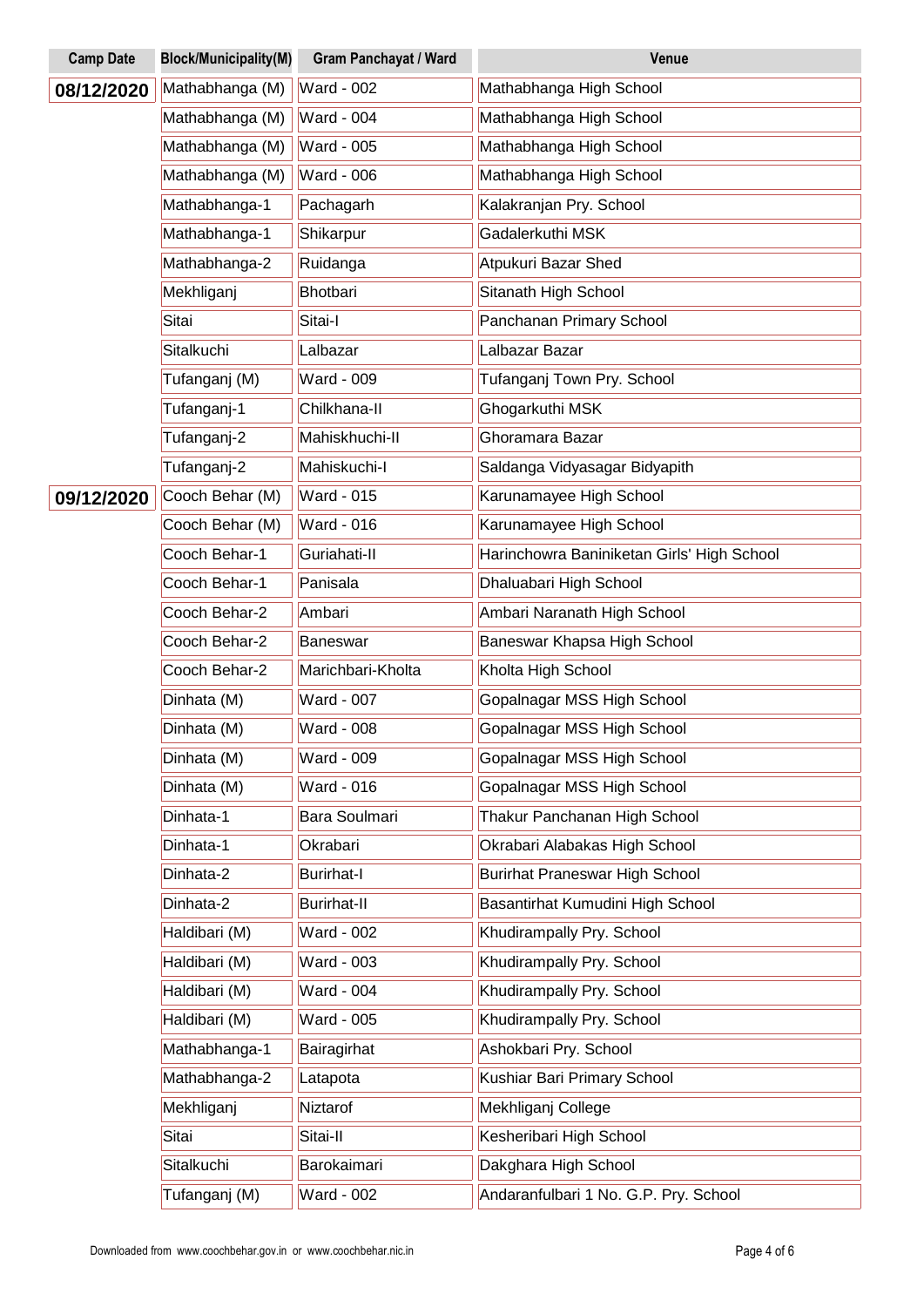| Camp Date | Block/Municipality(M) | Gram Panchayat / Ward | Venue |
|---|---|---|---|
| **08/12/2020** | Mathabhanga (M) | Ward - 002 | Mathabhanga High School |
| | Mathabhanga (M) | Ward - 004 | Mathabhanga High School |
| | Mathabhanga (M) | Ward - 005 | Mathabhanga High School |
| | Mathabhanga (M) | Ward - 006 | Mathabhanga High School |
| | Mathabhanga-1 | Pachagarh | Kalakranjan Pry. School |
| | Mathabhanga-1 | Shikarpur | Gadalerkuthi MSK |
| | Mathabhanga-2 | Ruidanga | Atpukuri Bazar Shed |
| | Mekhliganj | Bhotbari | Sitanath High School |
| | Sitai | Sitai-I | Panchanan Primary School |
| | Sitalkuchi | Lalbazar | Lalbazar Bazar |
| | Tufanganj (M) | Ward - 009 | Tufanganj Town Pry. School |
| | Tufanganj-1 | Chilkhana-II | Ghogarkuthi MSK |
| | Tufanganj-2 | Mahiskhuchi-II | Ghoramara Bazar |
| | Tufanganj-2 | Mahiskuchi-I | Saldanga Vidyasagar Bidyapith |
| **09/12/2020** | Cooch Behar (M) | Ward - 015 | Karunamayee High School |
| | Cooch Behar (M) | Ward - 016 | Karunamayee High School |
| | Cooch Behar-1 | Guriahati-II | Harinchowra Baniniketan Girls' High School |
| | Cooch Behar-1 | Panisala | Dhaluabari High School |
| | Cooch Behar-2 | Ambari | Ambari Naranath High School |
| | Cooch Behar-2 | Baneswar | Baneswar Khapsa High School |
| | Cooch Behar-2 | Marichbari-Kholta | Kholta High School |
| | Dinhata (M) | Ward - 007 | Gopalnagar MSS High School |
| | Dinhata (M) | Ward - 008 | Gopalnagar MSS High School |
| | Dinhata (M) | Ward - 009 | Gopalnagar MSS High School |
| | Dinhata (M) | Ward - 016 | Gopalnagar MSS High School |
| | Dinhata-1 | Bara Soulmari | Thakur Panchanan High School |
| | Dinhata-1 | Okrabari | Okrabari Alabakas High School |
| | Dinhata-2 | Burirhat-I | Burirhat Praneswar High School |
| | Dinhata-2 | Burirhat-II | Basantirhat Kumudini High School |
| | Haldibari (M) | Ward - 002 | Khudirampally Pry. School |
| | Haldibari (M) | Ward - 003 | Khudirampally Pry. School |
| | Haldibari (M) | Ward - 004 | Khudirampally Pry. School |
| | Haldibari (M) | Ward - 005 | Khudirampally Pry. School |
| | Mathabhanga-1 | Bairagirhat | Ashokbari Pry. School |
| | Mathabhanga-2 | Latapota | Kushiar Bari Primary School |
| | Mekhliganj | Niztarof | Mekhliganj College |
| | Sitai | Sitai-II | Kesheribari High School |
| | Sitalkuchi | Barokaimari | Dakghara High School |
| | Tufanganj (M) | Ward - 002 | Andaranfulbari 1 No. G.P. Pry. School |

Downloaded from www.coochbehar.gov.in or www.coochbehar.nic.in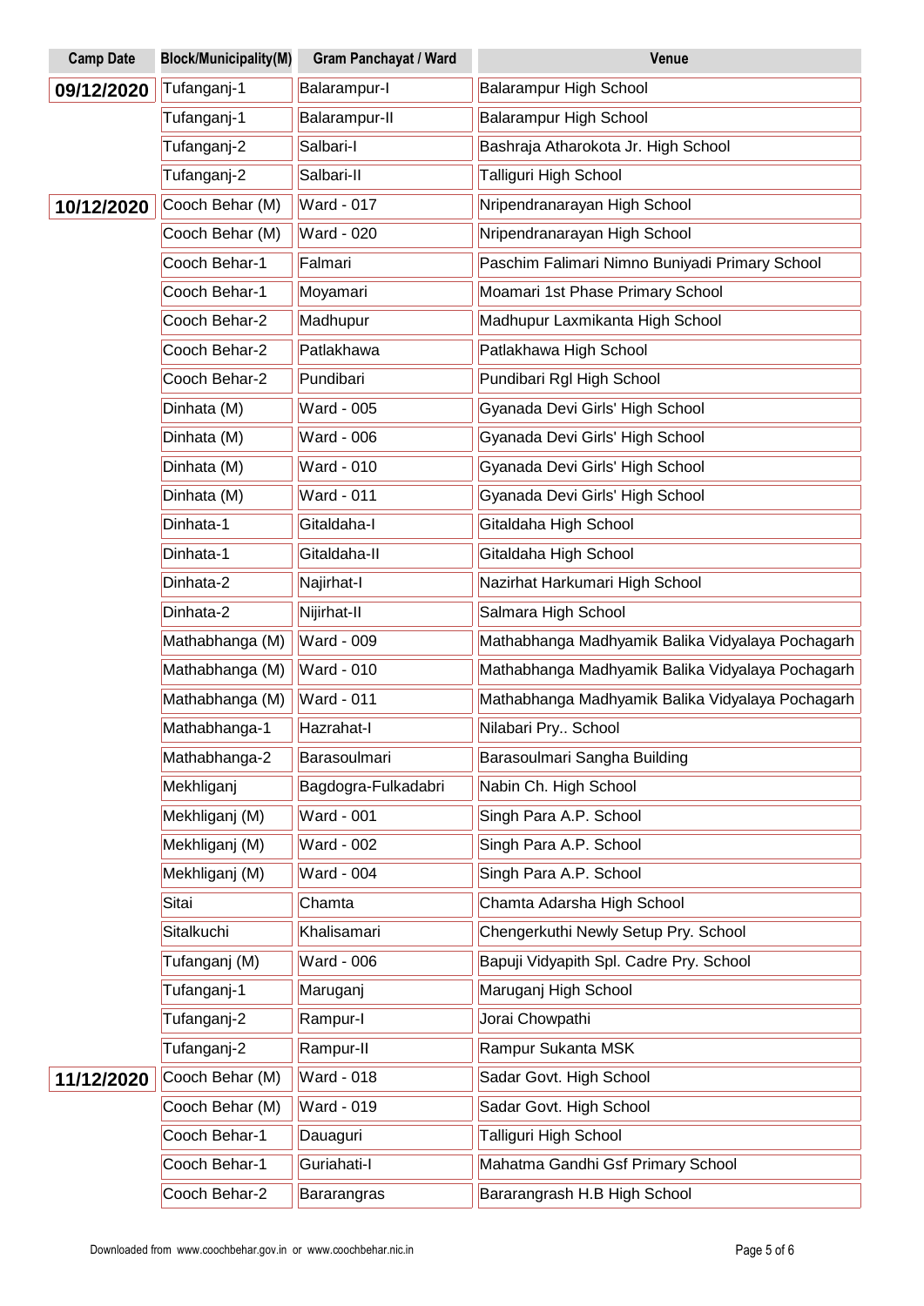| Camp Date | Block/Municipality(M) | Gram Panchayat / Ward | Venue |
|---|---|---|---|
| 09/12/2020 | Tufanganj-1 | Balarampur-I | Balarampur High School |
| | Tufanganj-1 | Balarampur-II | Balarampur High School |
| | Tufanganj-2 | Salbari-I | Bashraja Atharokota Jr. High School |
| | Tufanganj-2 | Salbari-II | Talliguri High School |
| 10/12/2020 | Cooch Behar (M) | Ward - 017 | Nripendranarayan High School |
| | Cooch Behar (M) | Ward - 020 | Nripendranarayan High School |
| | Cooch Behar-1 | Falmari | Paschim Falimari Nimno Buniyadi Primary School |
| | Cooch Behar-1 | Moyamari | Moamari 1st Phase Primary School |
| | Cooch Behar-2 | Madhupur | Madhupur Laxmikanta High School |
| | Cooch Behar-2 | Patlakhawa | Patlakhawa High School |
| | Cooch Behar-2 | Pundibari | Pundibari Rgl High School |
| | Dinhata (M) | Ward - 005 | Gyanada Devi Girls' High School |
| | Dinhata (M) | Ward - 006 | Gyanada Devi Girls' High School |
| | Dinhata (M) | Ward - 010 | Gyanada Devi Girls' High School |
| | Dinhata (M) | Ward - 011 | Gyanada Devi Girls' High School |
| | Dinhata-1 | Gitaldaha-I | Gitaldaha High School |
| | Dinhata-1 | Gitaldaha-II | Gitaldaha High School |
| | Dinhata-2 | Najirhat-I | Nazirhat Harkumari High School |
| | Dinhata-2 | Nijirhat-II | Salmara High School |
| | Mathabhanga (M) | Ward - 009 | Mathabhanga Madhyamik Balika Vidyalaya Pochagarh |
| | Mathabhanga (M) | Ward - 010 | Mathabhanga Madhyamik Balika Vidyalaya Pochagarh |
| | Mathabhanga (M) | Ward - 011 | Mathabhanga Madhyamik Balika Vidyalaya Pochagarh |
| | Mathabhanga-1 | Hazrahat-I | Nilabari Pry.. School |
| | Mathabhanga-2 | Barasoulmari | Barasoulmari Sangha Building |
| | Mekhliganj | Bagdogra-Fulkadabri | Nabin Ch. High School |
| | Mekhliganj (M) | Ward - 001 | Singh Para A.P. School |
| | Mekhliganj (M) | Ward - 002 | Singh Para A.P. School |
| | Mekhliganj (M) | Ward - 004 | Singh Para A.P. School |
| | Sitai | Chamta | Chamta Adarsha High School |
| | Sitalkuchi | Khalisamari | Chengerkuthi Newly Setup Pry. School |
| | Tufanganj (M) | Ward - 006 | Bapuji Vidyapith Spl. Cadre Pry. School |
| | Tufanganj-1 | Maruganj | Maruganj High School |
| | Tufanganj-2 | Rampur-I | Jorai Chowpathi |
| | Tufanganj-2 | Rampur-II | Rampur Sukanta MSK |
| 11/12/2020 | Cooch Behar (M) | Ward - 018 | Sadar Govt. High School |
| | Cooch Behar (M) | Ward - 019 | Sadar Govt. High School |
| | Cooch Behar-1 | Dauaguri | Talliguri High School |
| | Cooch Behar-1 | Guriahati-I | Mahatma Gandhi Gsf Primary School |
| | Cooch Behar-2 | Bararangras | Bararangrash H.B High School |

Downloaded from www.coochbehar.gov.in or www.coochbehar.nic.in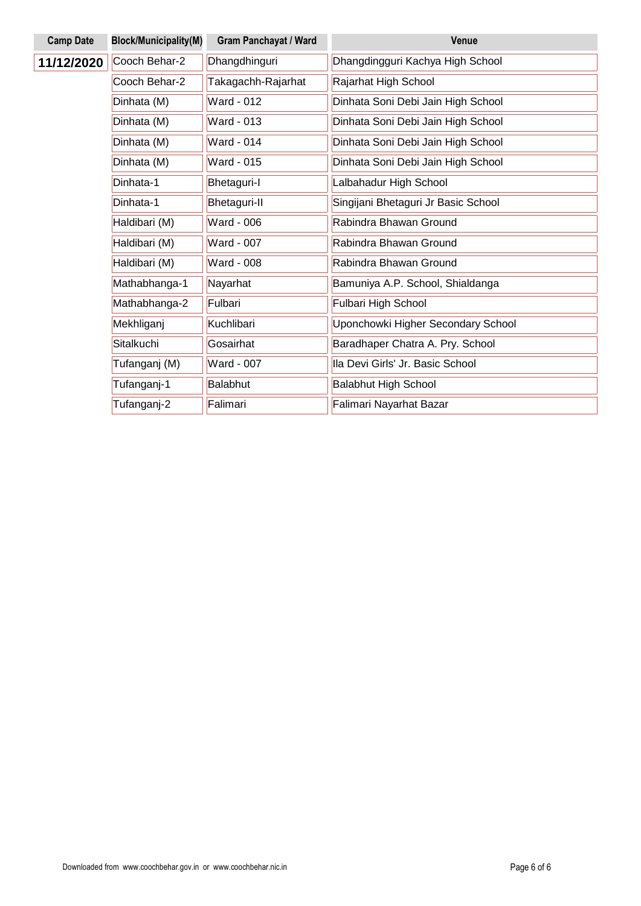| Camp Date | Block/Municipality(M) | Gram Panchayat / Ward | Venue |
|---|---|---|---|
| **11/12/2020** | Cooch Behar-2 | Dhangdhinguri | Dhangdingguri Kachya High School |
| | Cooch Behar-2 | Takagachh-Rajarhat | Rajarhat High School |
| | Dinhata (M) | Ward - 012 | Dinhata Soni Debi Jain High School |
| | Dinhata (M) | Ward - 013 | Dinhata Soni Debi Jain High School |
| | Dinhata (M) | Ward - 014 | Dinhata Soni Debi Jain High School |
| | Dinhata (M) | Ward - 015 | Dinhata Soni Debi Jain High School |
| | Dinhata-1 | Bhetaguri-I | Lalbahadur High School |
| | Dinhata-1 | Bhetaguri-II | Singijani Bhetaguri Jr Basic School |
| | Haldibari (M) | Ward - 006 | Rabindra Bhawan Ground |
| | Haldibari (M) | Ward - 007 | Rabindra Bhawan Ground |
| | Haldibari (M) | Ward - 008 | Rabindra Bhawan Ground |
| | Mathabhanga-1 | Nayarhat | Bamuniya A.P. School, Shialdanga |
| | Mathabhanga-2 | Fulbari | Fulbari High School |
| | Mekhliganj | Kuchlibari | Uponchowki Higher Secondary School |
| | Sitalkuchi | Gosairhat | Baradhaper Chatra A. Pry. School |
| | Tufanganj (M) | Ward - 007 | Ila Devi Girls' Jr. Basic School |
| | Tufanganj-1 | Balabhut | Balabhut High School |
| | Tufanganj-2 | Falimari | Falimari Nayarhat Bazar |

Downloaded from www.coochbehar.gov.in or www.coochbehar.nic.in